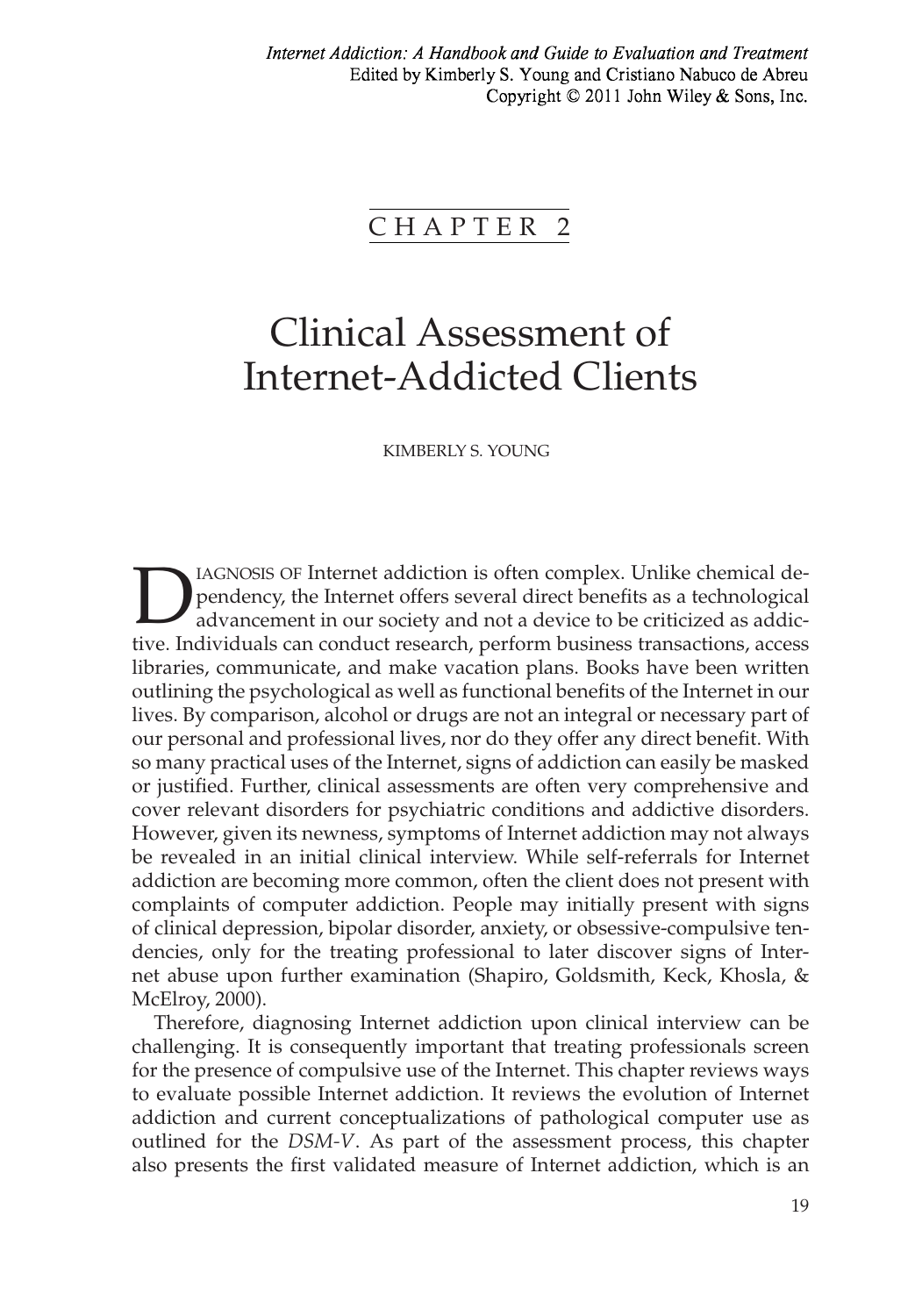*Internet Addiction: A Handbook and Guide to Evaluation and Treatment*
Edited by Kimberly S. Young and Cristiano Nabuco de Abreu
Copyright © 2011 John Wiley & Sons, Inc.

CHAPTER 2

# Clinical Assessment of Internet-Addicted Clients

KIMBERLY S. YOUNG

DIAGNOSIS OF Internet addiction is often complex. Unlike chemical dependency, the Internet offers several direct benefits as a technological advancement in our society and not a device to be criticized as addictive. Individuals can conduct research, perform business transactions, access libraries, communicate, and make vacation plans. Books have been written outlining the psychological as well as functional benefits of the Internet in our lives. By comparison, alcohol or drugs are not an integral or necessary part of our personal and professional lives, nor do they offer any direct benefit. With so many practical uses of the Internet, signs of addiction can easily be masked or justified. Further, clinical assessments are often very comprehensive and cover relevant disorders for psychiatric conditions and addictive disorders. However, given its newness, symptoms of Internet addiction may not always be revealed in an initial clinical interview. While self-referrals for Internet addiction are becoming more common, often the client does not present with complaints of computer addiction. People may initially present with signs of clinical depression, bipolar disorder, anxiety, or obsessive-compulsive tendencies, only for the treating professional to later discover signs of Internet abuse upon further examination (Shapiro, Goldsmith, Keck, Khosla, & McElroy, 2000).

Therefore, diagnosing Internet addiction upon clinical interview can be challenging. It is consequently important that treating professionals screen for the presence of compulsive use of the Internet. This chapter reviews ways to evaluate possible Internet addiction. It reviews the evolution of Internet addiction and current conceptualizations of pathological computer use as outlined for the *DSM-V*. As part of the assessment process, this chapter also presents the first validated measure of Internet addiction, which is an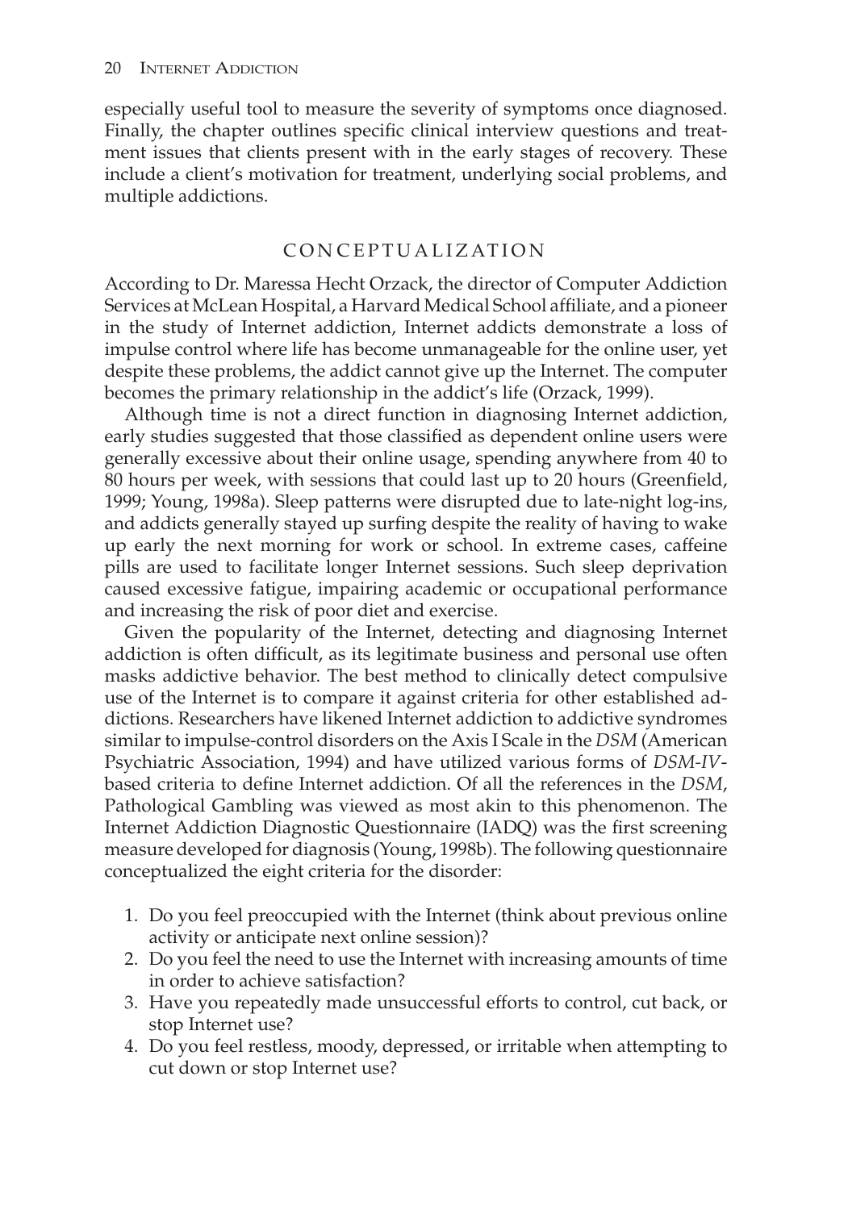especially useful tool to measure the severity of symptoms once diagnosed. Finally, the chapter outlines specific clinical interview questions and treatment issues that clients present with in the early stages of recovery. These include a client's motivation for treatment, underlying social problems, and multiple addictions.

## CONCEPTUALIZATION

According to Dr. Maressa Hecht Orzack, the director of Computer Addiction Services at McLean Hospital, a Harvard Medical School affiliate, and a pioneer in the study of Internet addiction, Internet addicts demonstrate a loss of impulse control where life has become unmanageable for the online user, yet despite these problems, the addict cannot give up the Internet. The computer becomes the primary relationship in the addict's life (Orzack, 1999).

Although time is not a direct function in diagnosing Internet addiction, early studies suggested that those classified as dependent online users were generally excessive about their online usage, spending anywhere from 40 to 80 hours per week, with sessions that could last up to 20 hours (Greenfield, 1999; Young, 1998a). Sleep patterns were disrupted due to late-night log-ins, and addicts generally stayed up surfing despite the reality of having to wake up early the next morning for work or school. In extreme cases, caffeine pills are used to facilitate longer Internet sessions. Such sleep deprivation caused excessive fatigue, impairing academic or occupational performance and increasing the risk of poor diet and exercise.

Given the popularity of the Internet, detecting and diagnosing Internet addiction is often difficult, as its legitimate business and personal use often masks addictive behavior. The best method to clinically detect compulsive use of the Internet is to compare it against criteria for other established addictions. Researchers have likened Internet addiction to addictive syndromes similar to impulse-control disorders on the Axis I Scale in the *DSM* (American Psychiatric Association, 1994) and have utilized various forms of *DSM-IV*-based criteria to define Internet addiction. Of all the references in the *DSM*, Pathological Gambling was viewed as most akin to this phenomenon. The Internet Addiction Diagnostic Questionnaire (IADQ) was the first screening measure developed for diagnosis (Young, 1998b). The following questionnaire conceptualized the eight criteria for the disorder:

1. Do you feel preoccupied with the Internet (think about previous online activity or anticipate next online session)?
2. Do you feel the need to use the Internet with increasing amounts of time in order to achieve satisfaction?
3. Have you repeatedly made unsuccessful efforts to control, cut back, or stop Internet use?
4. Do you feel restless, moody, depressed, or irritable when attempting to cut down or stop Internet use?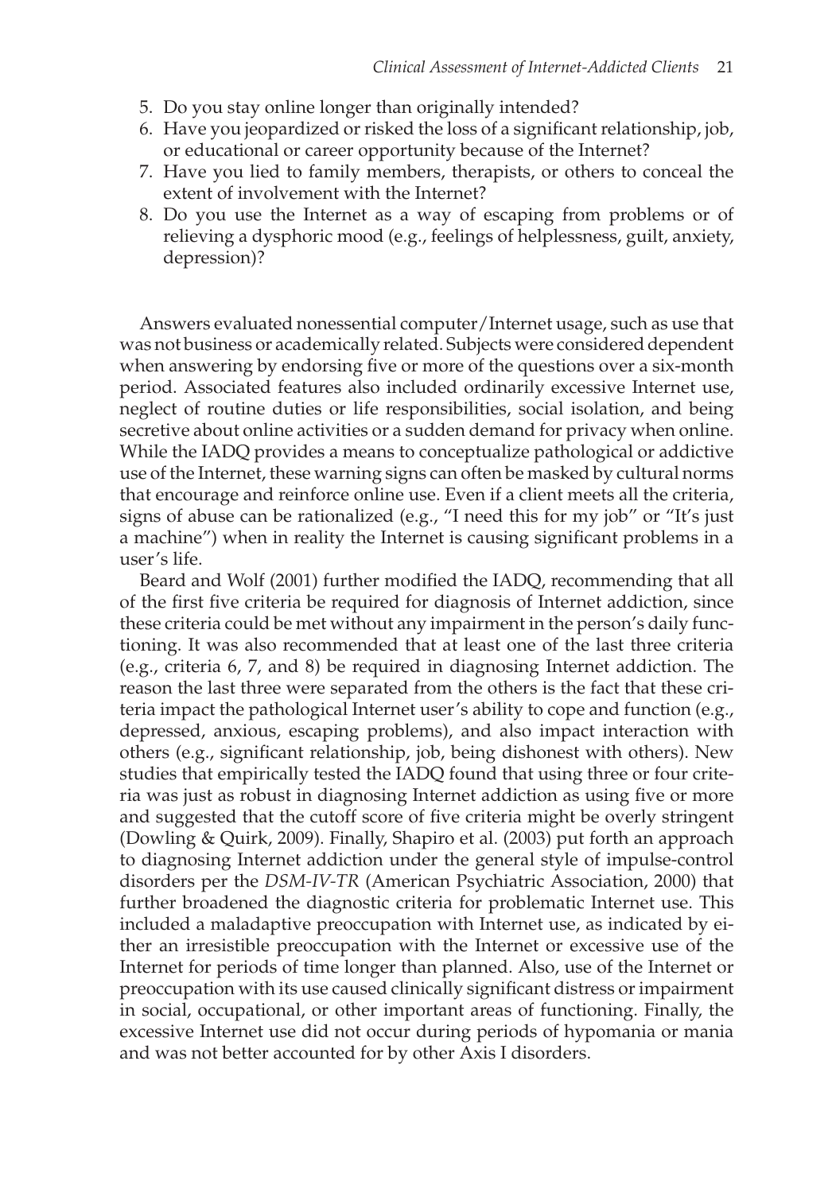5. Do you stay online longer than originally intended?
6. Have you jeopardized or risked the loss of a significant relationship, job, or educational or career opportunity because of the Internet?
7. Have you lied to family members, therapists, or others to conceal the extent of involvement with the Internet?
8. Do you use the Internet as a way of escaping from problems or of relieving a dysphoric mood (e.g., feelings of helplessness, guilt, anxiety, depression)?

Answers evaluated nonessential computer/Internet usage, such as use that was not business or academically related. Subjects were considered dependent when answering by endorsing five or more of the questions over a six-month period. Associated features also included ordinarily excessive Internet use, neglect of routine duties or life responsibilities, social isolation, and being secretive about online activities or a sudden demand for privacy when online. While the IADQ provides a means to conceptualize pathological or addictive use of the Internet, these warning signs can often be masked by cultural norms that encourage and reinforce online use. Even if a client meets all the criteria, signs of abuse can be rationalized (e.g., "I need this for my job" or "It's just a machine") when in reality the Internet is causing significant problems in a user's life.

Beard and Wolf (2001) further modified the IADQ, recommending that all of the first five criteria be required for diagnosis of Internet addiction, since these criteria could be met without any impairment in the person's daily functioning. It was also recommended that at least one of the last three criteria (e.g., criteria 6, 7, and 8) be required in diagnosing Internet addiction. The reason the last three were separated from the others is the fact that these criteria impact the pathological Internet user's ability to cope and function (e.g., depressed, anxious, escaping problems), and also impact interaction with others (e.g., significant relationship, job, being dishonest with others). New studies that empirically tested the IADQ found that using three or four criteria was just as robust in diagnosing Internet addiction as using five or more and suggested that the cutoff score of five criteria might be overly stringent (Dowling & Quirk, 2009). Finally, Shapiro et al. (2003) put forth an approach to diagnosing Internet addiction under the general style of impulse-control disorders per the *DSM-IV-TR* (American Psychiatric Association, 2000) that further broadened the diagnostic criteria for problematic Internet use. This included a maladaptive preoccupation with Internet use, as indicated by either an irresistible preoccupation with the Internet or excessive use of the Internet for periods of time longer than planned. Also, use of the Internet or preoccupation with its use caused clinically significant distress or impairment in social, occupational, or other important areas of functioning. Finally, the excessive Internet use did not occur during periods of hypomania or mania and was not better accounted for by other Axis I disorders.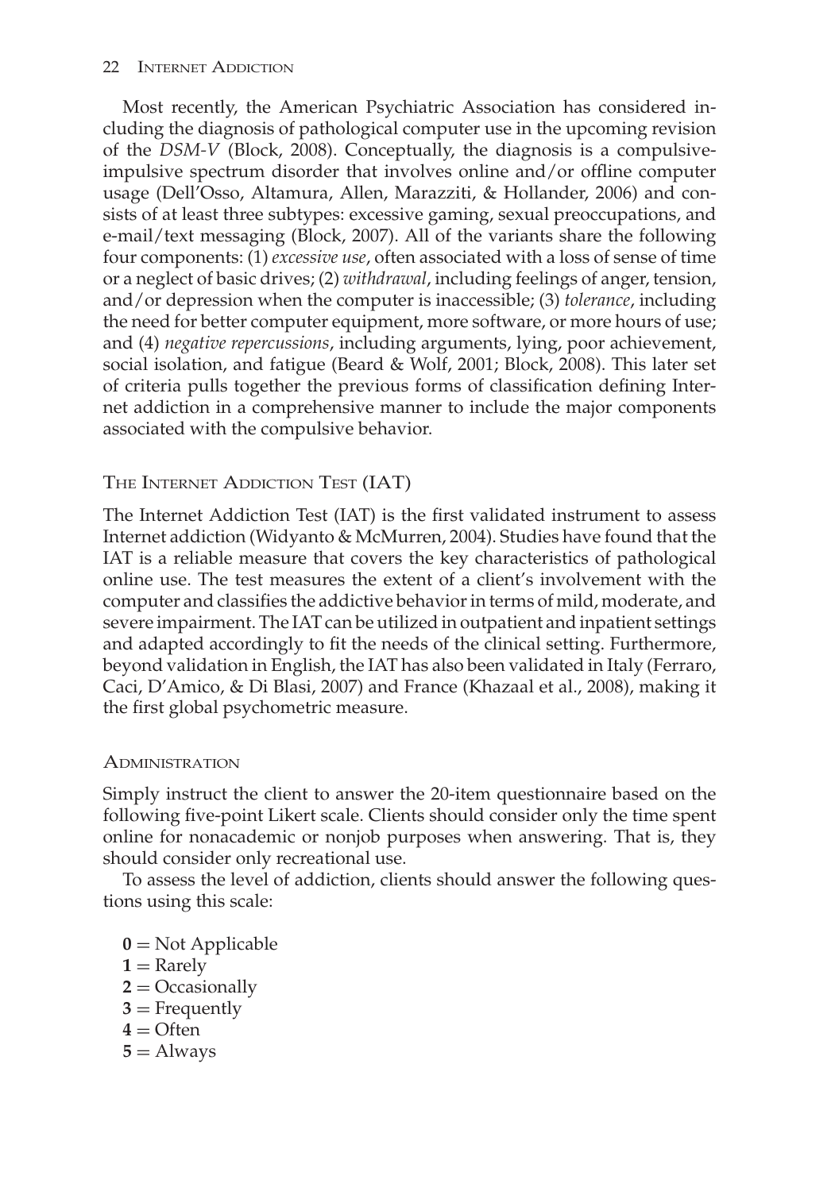Most recently, the American Psychiatric Association has considered including the diagnosis of pathological computer use in the upcoming revision of the *DSM-V* (Block, 2008). Conceptually, the diagnosis is a compulsive-impulsive spectrum disorder that involves online and/or offline computer usage (Dell'Osso, Altamura, Allen, Marazziti, & Hollander, 2006) and consists of at least three subtypes: excessive gaming, sexual preoccupations, and e-mail/text messaging (Block, 2007). All of the variants share the following four components: (1) *excessive use*, often associated with a loss of sense of time or a neglect of basic drives; (2) *withdrawal*, including feelings of anger, tension, and/or depression when the computer is inaccessible; (3) *tolerance*, including the need for better computer equipment, more software, or more hours of use; and (4) *negative repercussions*, including arguments, lying, poor achievement, social isolation, and fatigue (Beard & Wolf, 2001; Block, 2008). This later set of criteria pulls together the previous forms of classification defining Internet addiction in a comprehensive manner to include the major components associated with the compulsive behavior.

## The Internet Addiction Test (IAT)

The Internet Addiction Test (IAT) is the first validated instrument to assess Internet addiction (Widyanto & McMurren, 2004). Studies have found that the IAT is a reliable measure that covers the key characteristics of pathological online use. The test measures the extent of a client's involvement with the computer and classifies the addictive behavior in terms of mild, moderate, and severe impairment. The IAT can be utilized in outpatient and inpatient settings and adapted accordingly to fit the needs of the clinical setting. Furthermore, beyond validation in English, the IAT has also been validated in Italy (Ferraro, Caci, D'Amico, & Di Blasi, 2007) and France (Khazaal et al., 2008), making it the first global psychometric measure.

### Administration

Simply instruct the client to answer the 20-item questionnaire based on the following five-point Likert scale. Clients should consider only the time spent online for nonacademic or nonjob purposes when answering. That is, they should consider only recreational use.

To assess the level of addiction, clients should answer the following questions using this scale:

- **0** = Not Applicable
- **1** = Rarely
- **2** = Occasionally
- **3** = Frequently
- **4** = Often
- **5** = Always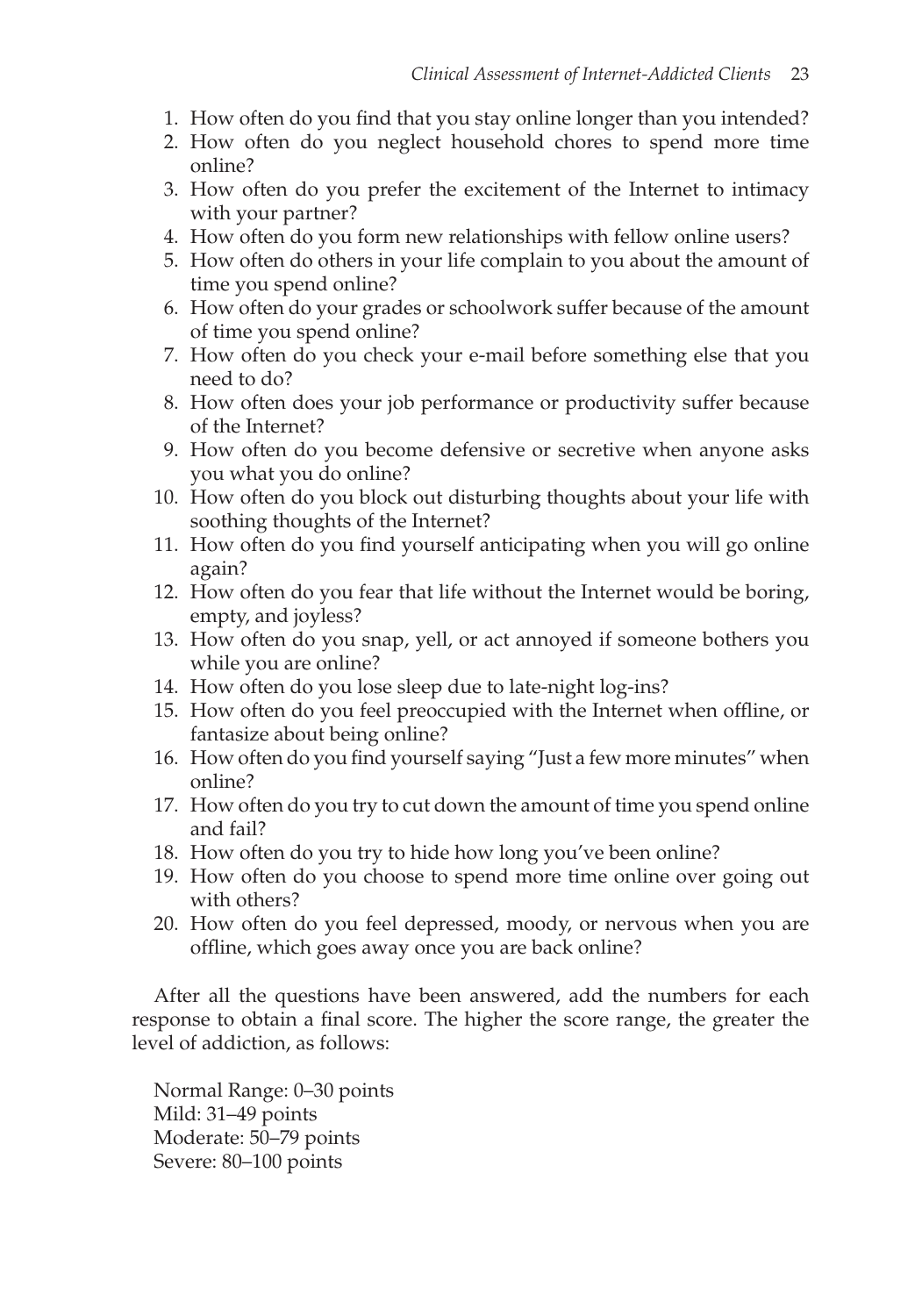1. How often do you find that you stay online longer than you intended?
2. How often do you neglect household chores to spend more time online?
3. How often do you prefer the excitement of the Internet to intimacy with your partner?
4. How often do you form new relationships with fellow online users?
5. How often do others in your life complain to you about the amount of time you spend online?
6. How often do your grades or schoolwork suffer because of the amount of time you spend online?
7. How often do you check your e-mail before something else that you need to do?
8. How often does your job performance or productivity suffer because of the Internet?
9. How often do you become defensive or secretive when anyone asks you what you do online?
10. How often do you block out disturbing thoughts about your life with soothing thoughts of the Internet?
11. How often do you find yourself anticipating when you will go online again?
12. How often do you fear that life without the Internet would be boring, empty, and joyless?
13. How often do you snap, yell, or act annoyed if someone bothers you while you are online?
14. How often do you lose sleep due to late-night log-ins?
15. How often do you feel preoccupied with the Internet when offline, or fantasize about being online?
16. How often do you find yourself saying "Just a few more minutes" when online?
17. How often do you try to cut down the amount of time you spend online and fail?
18. How often do you try to hide how long you've been online?
19. How often do you choose to spend more time online over going out with others?
20. How often do you feel depressed, moody, or nervous when you are offline, which goes away once you are back online?

After all the questions have been answered, add the numbers for each response to obtain a final score. The higher the score range, the greater the level of addiction, as follows:

Normal Range: 0–30 points
Mild: 31–49 points
Moderate: 50–79 points
Severe: 80–100 points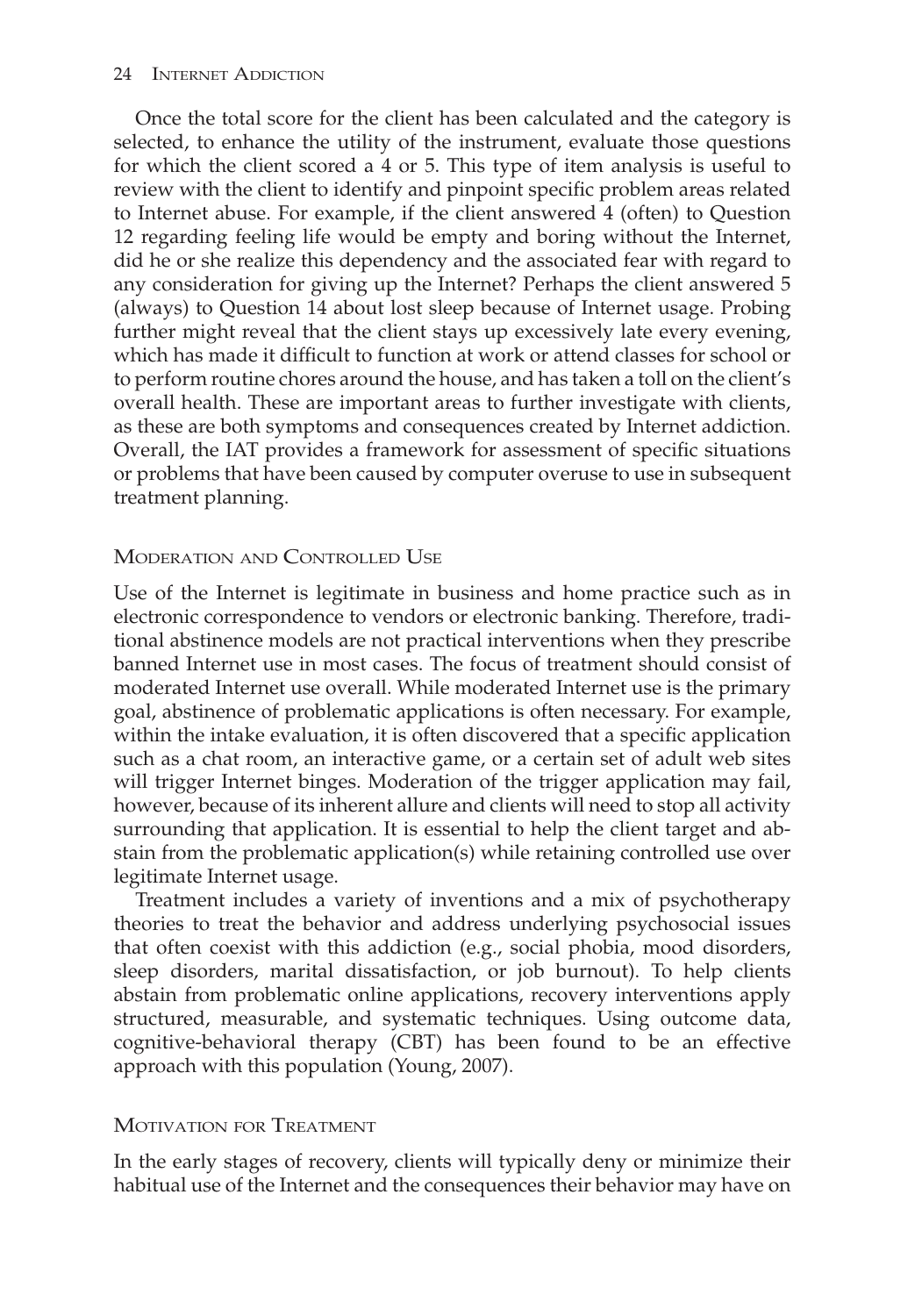Once the total score for the client has been calculated and the category is selected, to enhance the utility of the instrument, evaluate those questions for which the client scored a 4 or 5. This type of item analysis is useful to review with the client to identify and pinpoint specific problem areas related to Internet abuse. For example, if the client answered 4 (often) to Question 12 regarding feeling life would be empty and boring without the Internet, did he or she realize this dependency and the associated fear with regard to any consideration for giving up the Internet? Perhaps the client answered 5 (always) to Question 14 about lost sleep because of Internet usage. Probing further might reveal that the client stays up excessively late every evening, which has made it difficult to function at work or attend classes for school or to perform routine chores around the house, and has taken a toll on the client's overall health. These are important areas to further investigate with clients, as these are both symptoms and consequences created by Internet addiction. Overall, the IAT provides a framework for assessment of specific situations or problems that have been caused by computer overuse to use in subsequent treatment planning.

## Moderation and Controlled Use

Use of the Internet is legitimate in business and home practice such as in electronic correspondence to vendors or electronic banking. Therefore, traditional abstinence models are not practical interventions when they prescribe banned Internet use in most cases. The focus of treatment should consist of moderated Internet use overall. While moderated Internet use is the primary goal, abstinence of problematic applications is often necessary. For example, within the intake evaluation, it is often discovered that a specific application such as a chat room, an interactive game, or a certain set of adult web sites will trigger Internet binges. Moderation of the trigger application may fail, however, because of its inherent allure and clients will need to stop all activity surrounding that application. It is essential to help the client target and abstain from the problematic application(s) while retaining controlled use over legitimate Internet usage.

Treatment includes a variety of inventions and a mix of psychotherapy theories to treat the behavior and address underlying psychosocial issues that often coexist with this addiction (e.g., social phobia, mood disorders, sleep disorders, marital dissatisfaction, or job burnout). To help clients abstain from problematic online applications, recovery interventions apply structured, measurable, and systematic techniques. Using outcome data, cognitive-behavioral therapy (CBT) has been found to be an effective approach with this population (Young, 2007).

## Motivation for Treatment

In the early stages of recovery, clients will typically deny or minimize their habitual use of the Internet and the consequences their behavior may have on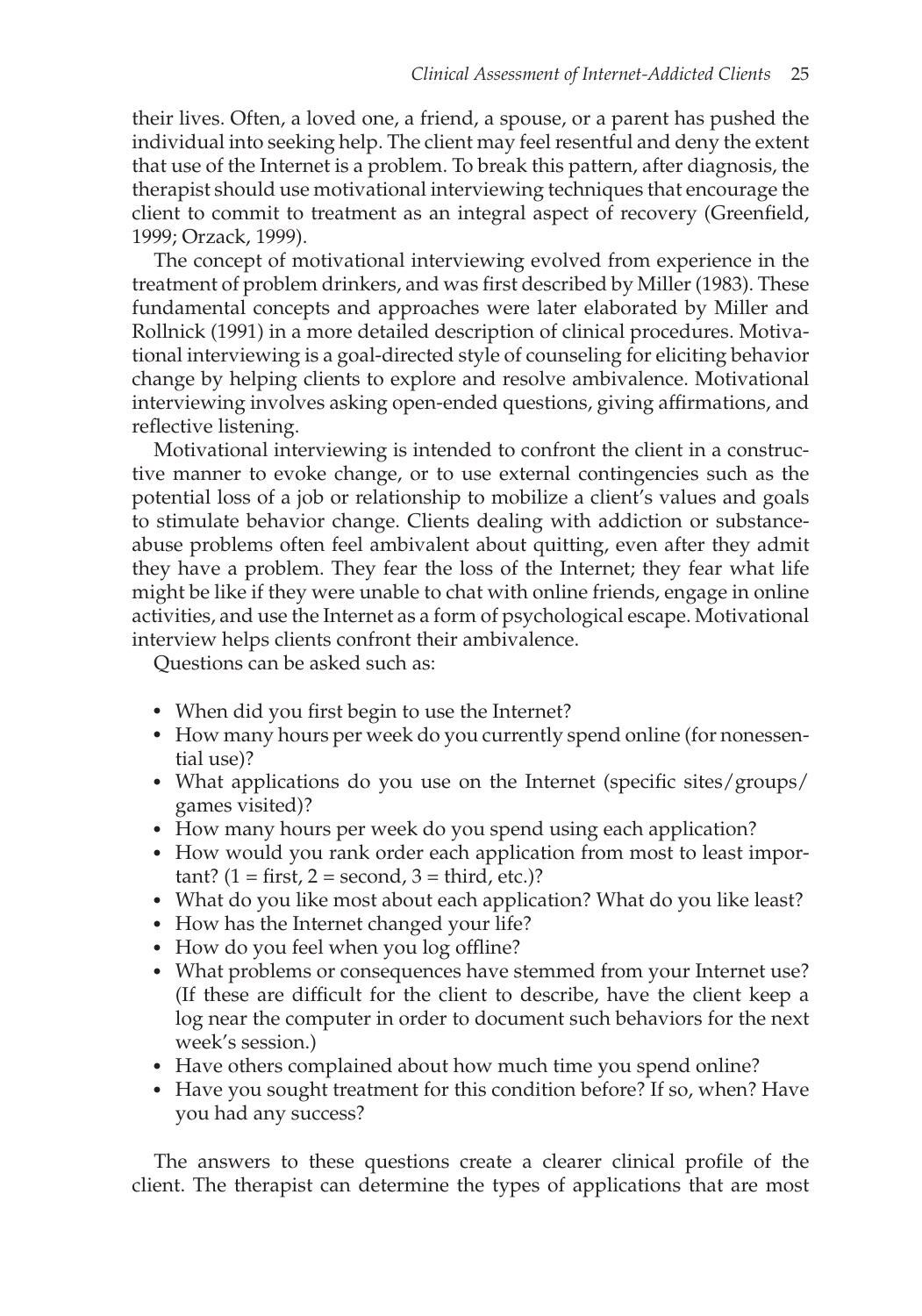their lives. Often, a loved one, a friend, a spouse, or a parent has pushed the individual into seeking help. The client may feel resentful and deny the extent that use of the Internet is a problem. To break this pattern, after diagnosis, the therapist should use motivational interviewing techniques that encourage the client to commit to treatment as an integral aspect of recovery (Greenfield, 1999; Orzack, 1999).

The concept of motivational interviewing evolved from experience in the treatment of problem drinkers, and was first described by Miller (1983). These fundamental concepts and approaches were later elaborated by Miller and Rollnick (1991) in a more detailed description of clinical procedures. Motivational interviewing is a goal-directed style of counseling for eliciting behavior change by helping clients to explore and resolve ambivalence. Motivational interviewing involves asking open-ended questions, giving affirmations, and reflective listening.

Motivational interviewing is intended to confront the client in a constructive manner to evoke change, or to use external contingencies such as the potential loss of a job or relationship to mobilize a client's values and goals to stimulate behavior change. Clients dealing with addiction or substance-abuse problems often feel ambivalent about quitting, even after they admit they have a problem. They fear the loss of the Internet; they fear what life might be like if they were unable to chat with online friends, engage in online activities, and use the Internet as a form of psychological escape. Motivational interview helps clients confront their ambivalence.

Questions can be asked such as:

- When did you first begin to use the Internet?
- How many hours per week do you currently spend online (for nonessential use)?
- What applications do you use on the Internet (specific sites/groups/games visited)?
- How many hours per week do you spend using each application?
- How would you rank order each application from most to least important? (1 = first, 2 = second, 3 = third, etc.)?
- What do you like most about each application? What do you like least?
- How has the Internet changed your life?
- How do you feel when you log offline?
- What problems or consequences have stemmed from your Internet use? (If these are difficult for the client to describe, have the client keep a log near the computer in order to document such behaviors for the next week's session.)
- Have others complained about how much time you spend online?
- Have you sought treatment for this condition before? If so, when? Have you had any success?

The answers to these questions create a clearer clinical profile of the client. The therapist can determine the types of applications that are most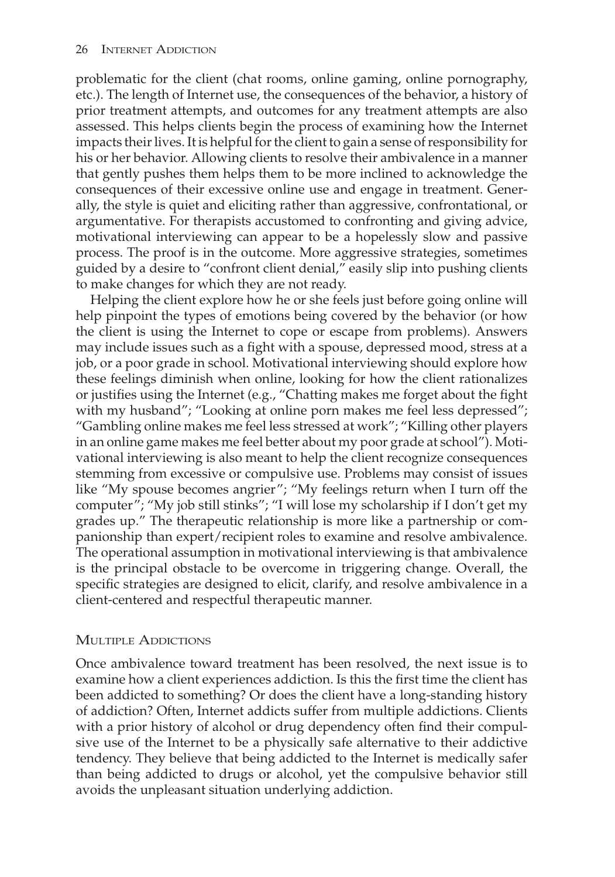problematic for the client (chat rooms, online gaming, online pornography, etc.). The length of Internet use, the consequences of the behavior, a history of prior treatment attempts, and outcomes for any treatment attempts are also assessed. This helps clients begin the process of examining how the Internet impacts their lives. It is helpful for the client to gain a sense of responsibility for his or her behavior. Allowing clients to resolve their ambivalence in a manner that gently pushes them helps them to be more inclined to acknowledge the consequences of their excessive online use and engage in treatment. Generally, the style is quiet and eliciting rather than aggressive, confrontational, or argumentative. For therapists accustomed to confronting and giving advice, motivational interviewing can appear to be a hopelessly slow and passive process. The proof is in the outcome. More aggressive strategies, sometimes guided by a desire to "confront client denial," easily slip into pushing clients to make changes for which they are not ready.

Helping the client explore how he or she feels just before going online will help pinpoint the types of emotions being covered by the behavior (or how the client is using the Internet to cope or escape from problems). Answers may include issues such as a fight with a spouse, depressed mood, stress at a job, or a poor grade in school. Motivational interviewing should explore how these feelings diminish when online, looking for how the client rationalizes or justifies using the Internet (e.g., "Chatting makes me forget about the fight with my husband"; "Looking at online porn makes me feel less depressed"; "Gambling online makes me feel less stressed at work"; "Killing other players in an online game makes me feel better about my poor grade at school"). Motivational interviewing is also meant to help the client recognize consequences stemming from excessive or compulsive use. Problems may consist of issues like "My spouse becomes angrier"; "My feelings return when I turn off the computer"; "My job still stinks"; "I will lose my scholarship if I don't get my grades up." The therapeutic relationship is more like a partnership or companionship than expert/recipient roles to examine and resolve ambivalence. The operational assumption in motivational interviewing is that ambivalence is the principal obstacle to be overcome in triggering change. Overall, the specific strategies are designed to elicit, clarify, and resolve ambivalence in a client-centered and respectful therapeutic manner.

### Multiple Addictions

Once ambivalence toward treatment has been resolved, the next issue is to examine how a client experiences addiction. Is this the first time the client has been addicted to something? Or does the client have a long-standing history of addiction? Often, Internet addicts suffer from multiple addictions. Clients with a prior history of alcohol or drug dependency often find their compulsive use of the Internet to be a physically safe alternative to their addictive tendency. They believe that being addicted to the Internet is medically safer than being addicted to drugs or alcohol, yet the compulsive behavior still avoids the unpleasant situation underlying addiction.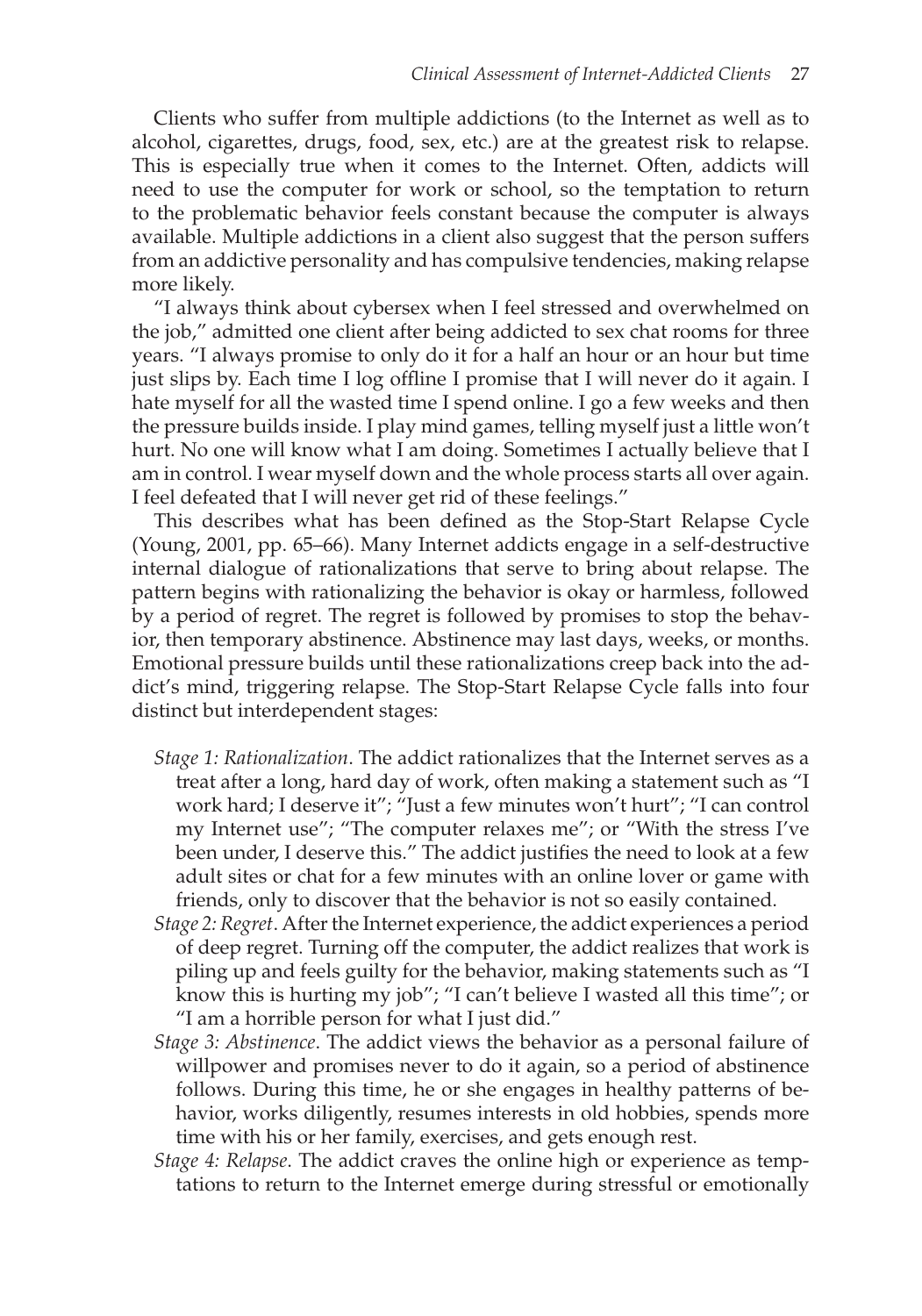Clients who suffer from multiple addictions (to the Internet as well as to alcohol, cigarettes, drugs, food, sex, etc.) are at the greatest risk to relapse. This is especially true when it comes to the Internet. Often, addicts will need to use the computer for work or school, so the temptation to return to the problematic behavior feels constant because the computer is always available. Multiple addictions in a client also suggest that the person suffers from an addictive personality and has compulsive tendencies, making relapse more likely.

"I always think about cybersex when I feel stressed and overwhelmed on the job," admitted one client after being addicted to sex chat rooms for three years. "I always promise to only do it for a half an hour or an hour but time just slips by. Each time I log offline I promise that I will never do it again. I hate myself for all the wasted time I spend online. I go a few weeks and then the pressure builds inside. I play mind games, telling myself just a little won't hurt. No one will know what I am doing. Sometimes I actually believe that I am in control. I wear myself down and the whole process starts all over again. I feel defeated that I will never get rid of these feelings."

This describes what has been defined as the Stop-Start Relapse Cycle (Young, 2001, pp. 65–66). Many Internet addicts engage in a self-destructive internal dialogue of rationalizations that serve to bring about relapse. The pattern begins with rationalizing the behavior is okay or harmless, followed by a period of regret. The regret is followed by promises to stop the behavior, then temporary abstinence. Abstinence may last days, weeks, or months. Emotional pressure builds until these rationalizations creep back into the addict's mind, triggering relapse. The Stop-Start Relapse Cycle falls into four distinct but interdependent stages:

- *Stage 1: Rationalization*. The addict rationalizes that the Internet serves as a treat after a long, hard day of work, often making a statement such as "I work hard; I deserve it"; "Just a few minutes won't hurt"; "I can control my Internet use"; "The computer relaxes me"; or "With the stress I've been under, I deserve this." The addict justifies the need to look at a few adult sites or chat for a few minutes with an online lover or game with friends, only to discover that the behavior is not so easily contained.
- *Stage 2: Regret*. After the Internet experience, the addict experiences a period of deep regret. Turning off the computer, the addict realizes that work is piling up and feels guilty for the behavior, making statements such as "I know this is hurting my job"; "I can't believe I wasted all this time"; or "I am a horrible person for what I just did."
- *Stage 3: Abstinence*. The addict views the behavior as a personal failure of willpower and promises never to do it again, so a period of abstinence follows. During this time, he or she engages in healthy patterns of behavior, works diligently, resumes interests in old hobbies, spends more time with his or her family, exercises, and gets enough rest.
- *Stage 4: Relapse*. The addict craves the online high or experience as temptations to return to the Internet emerge during stressful or emotionally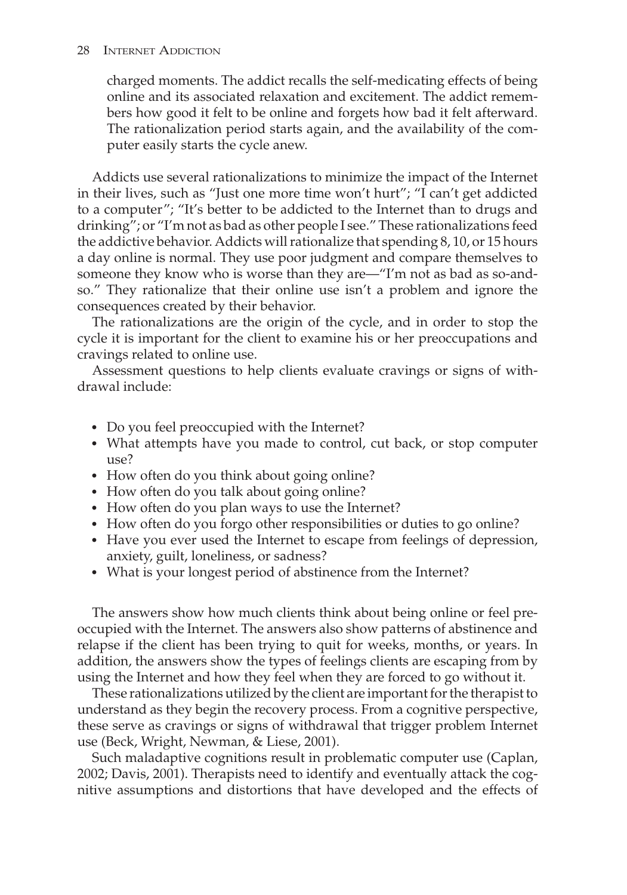charged moments. The addict recalls the self-medicating effects of being online and its associated relaxation and excitement. The addict remembers how good it felt to be online and forgets how bad it felt afterward. The rationalization period starts again, and the availability of the computer easily starts the cycle anew.

Addicts use several rationalizations to minimize the impact of the Internet in their lives, such as "Just one more time won't hurt"; "I can't get addicted to a computer"; "It's better to be addicted to the Internet than to drugs and drinking"; or "I'm not as bad as other people I see." These rationalizations feed the addictive behavior. Addicts will rationalize that spending 8, 10, or 15 hours a day online is normal. They use poor judgment and compare themselves to someone they know who is worse than they are—"I'm not as bad as so-and-so." They rationalize that their online use isn't a problem and ignore the consequences created by their behavior.

The rationalizations are the origin of the cycle, and in order to stop the cycle it is important for the client to examine his or her preoccupations and cravings related to online use.

Assessment questions to help clients evaluate cravings or signs of withdrawal include:

- Do you feel preoccupied with the Internet?
- What attempts have you made to control, cut back, or stop computer use?
- How often do you think about going online?
- How often do you talk about going online?
- How often do you plan ways to use the Internet?
- How often do you forgo other responsibilities or duties to go online?
- Have you ever used the Internet to escape from feelings of depression, anxiety, guilt, loneliness, or sadness?
- What is your longest period of abstinence from the Internet?

The answers show how much clients think about being online or feel preoccupied with the Internet. The answers also show patterns of abstinence and relapse if the client has been trying to quit for weeks, months, or years. In addition, the answers show the types of feelings clients are escaping from by using the Internet and how they feel when they are forced to go without it.

These rationalizations utilized by the client are important for the therapist to understand as they begin the recovery process. From a cognitive perspective, these serve as cravings or signs of withdrawal that trigger problem Internet use (Beck, Wright, Newman, & Liese, 2001).

Such maladaptive cognitions result in problematic computer use (Caplan, 2002; Davis, 2001). Therapists need to identify and eventually attack the cognitive assumptions and distortions that have developed and the effects of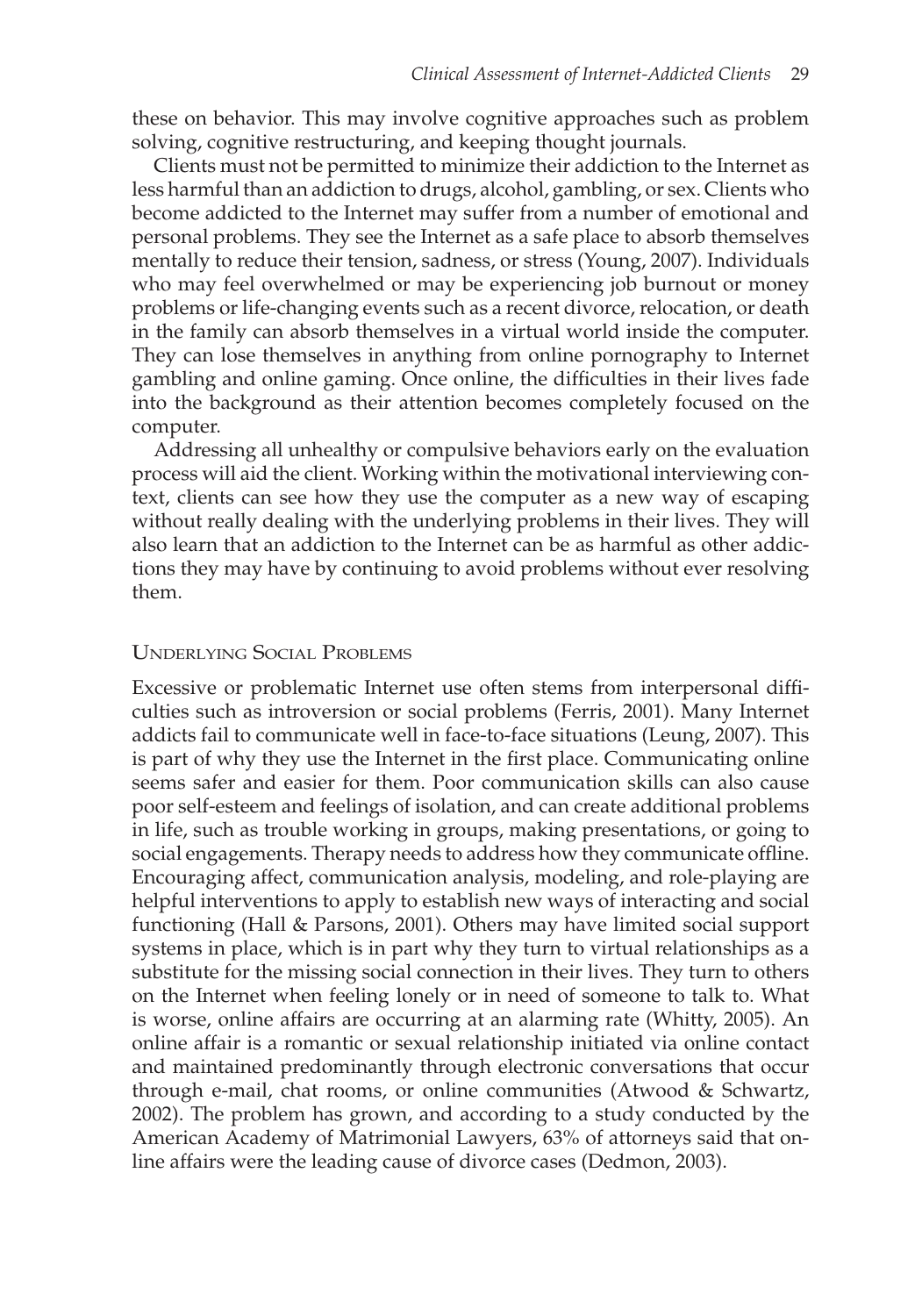these on behavior. This may involve cognitive approaches such as problem solving, cognitive restructuring, and keeping thought journals.

Clients must not be permitted to minimize their addiction to the Internet as less harmful than an addiction to drugs, alcohol, gambling, or sex. Clients who become addicted to the Internet may suffer from a number of emotional and personal problems. They see the Internet as a safe place to absorb themselves mentally to reduce their tension, sadness, or stress (Young, 2007). Individuals who may feel overwhelmed or may be experiencing job burnout or money problems or life-changing events such as a recent divorce, relocation, or death in the family can absorb themselves in a virtual world inside the computer. They can lose themselves in anything from online pornography to Internet gambling and online gaming. Once online, the difficulties in their lives fade into the background as their attention becomes completely focused on the computer.

Addressing all unhealthy or compulsive behaviors early on the evaluation process will aid the client. Working within the motivational interviewing context, clients can see how they use the computer as a new way of escaping without really dealing with the underlying problems in their lives. They will also learn that an addiction to the Internet can be as harmful as other addictions they may have by continuing to avoid problems without ever resolving them.

### Underlying Social Problems

Excessive or problematic Internet use often stems from interpersonal difficulties such as introversion or social problems (Ferris, 2001). Many Internet addicts fail to communicate well in face-to-face situations (Leung, 2007). This is part of why they use the Internet in the first place. Communicating online seems safer and easier for them. Poor communication skills can also cause poor self-esteem and feelings of isolation, and can create additional problems in life, such as trouble working in groups, making presentations, or going to social engagements. Therapy needs to address how they communicate offline. Encouraging affect, communication analysis, modeling, and role-playing are helpful interventions to apply to establish new ways of interacting and social functioning (Hall & Parsons, 2001). Others may have limited social support systems in place, which is in part why they turn to virtual relationships as a substitute for the missing social connection in their lives. They turn to others on the Internet when feeling lonely or in need of someone to talk to. What is worse, online affairs are occurring at an alarming rate (Whitty, 2005). An online affair is a romantic or sexual relationship initiated via online contact and maintained predominantly through electronic conversations that occur through e-mail, chat rooms, or online communities (Atwood & Schwartz, 2002). The problem has grown, and according to a study conducted by the American Academy of Matrimonial Lawyers, 63% of attorneys said that online affairs were the leading cause of divorce cases (Dedmon, 2003).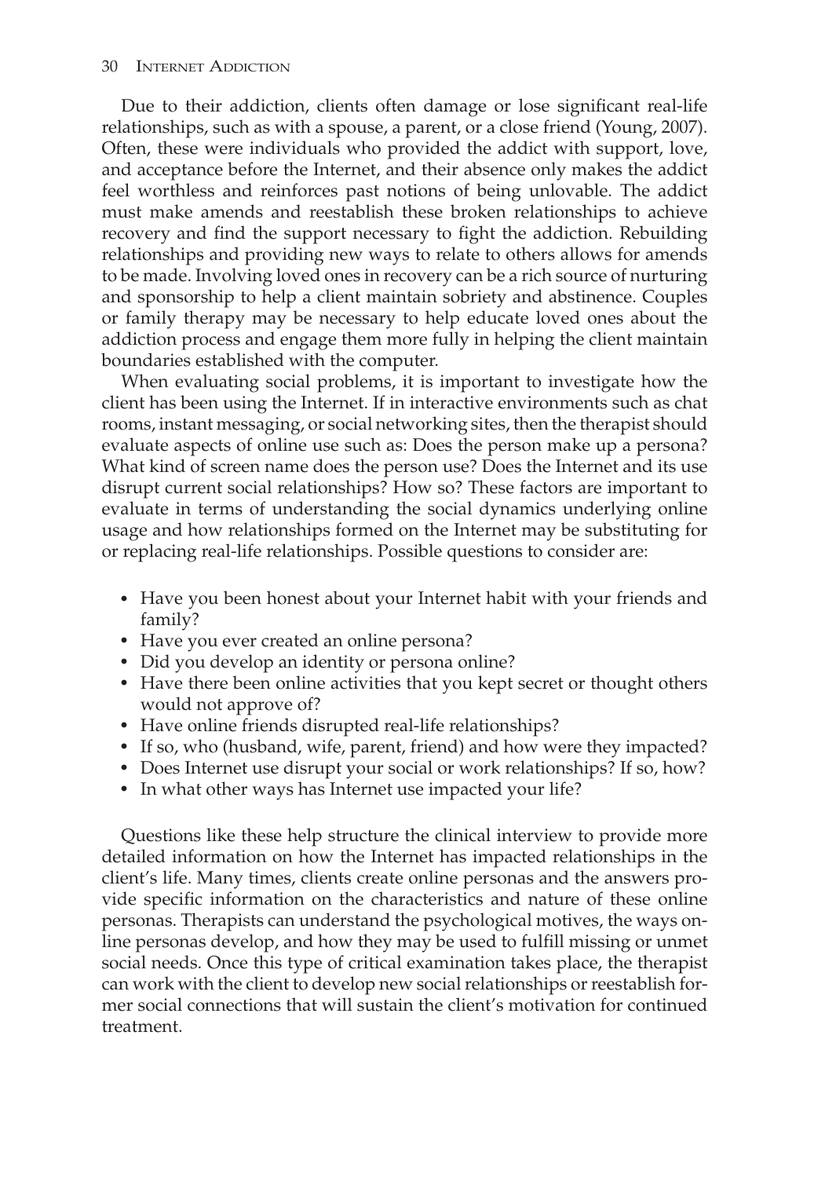Due to their addiction, clients often damage or lose significant real-life relationships, such as with a spouse, a parent, or a close friend (Young, 2007). Often, these were individuals who provided the addict with support, love, and acceptance before the Internet, and their absence only makes the addict feel worthless and reinforces past notions of being unlovable. The addict must make amends and reestablish these broken relationships to achieve recovery and find the support necessary to fight the addiction. Rebuilding relationships and providing new ways to relate to others allows for amends to be made. Involving loved ones in recovery can be a rich source of nurturing and sponsorship to help a client maintain sobriety and abstinence. Couples or family therapy may be necessary to help educate loved ones about the addiction process and engage them more fully in helping the client maintain boundaries established with the computer.

When evaluating social problems, it is important to investigate how the client has been using the Internet. If in interactive environments such as chat rooms, instant messaging, or social networking sites, then the therapist should evaluate aspects of online use such as: Does the person make up a persona? What kind of screen name does the person use? Does the Internet and its use disrupt current social relationships? How so? These factors are important to evaluate in terms of understanding the social dynamics underlying online usage and how relationships formed on the Internet may be substituting for or replacing real-life relationships. Possible questions to consider are:

- Have you been honest about your Internet habit with your friends and family?
- Have you ever created an online persona?
- Did you develop an identity or persona online?
- Have there been online activities that you kept secret or thought others would not approve of?
- Have online friends disrupted real-life relationships?
- If so, who (husband, wife, parent, friend) and how were they impacted?
- Does Internet use disrupt your social or work relationships? If so, how?
- In what other ways has Internet use impacted your life?

Questions like these help structure the clinical interview to provide more detailed information on how the Internet has impacted relationships in the client's life. Many times, clients create online personas and the answers provide specific information on the characteristics and nature of these online personas. Therapists can understand the psychological motives, the ways online personas develop, and how they may be used to fulfill missing or unmet social needs. Once this type of critical examination takes place, the therapist can work with the client to develop new social relationships or reestablish former social connections that will sustain the client's motivation for continued treatment.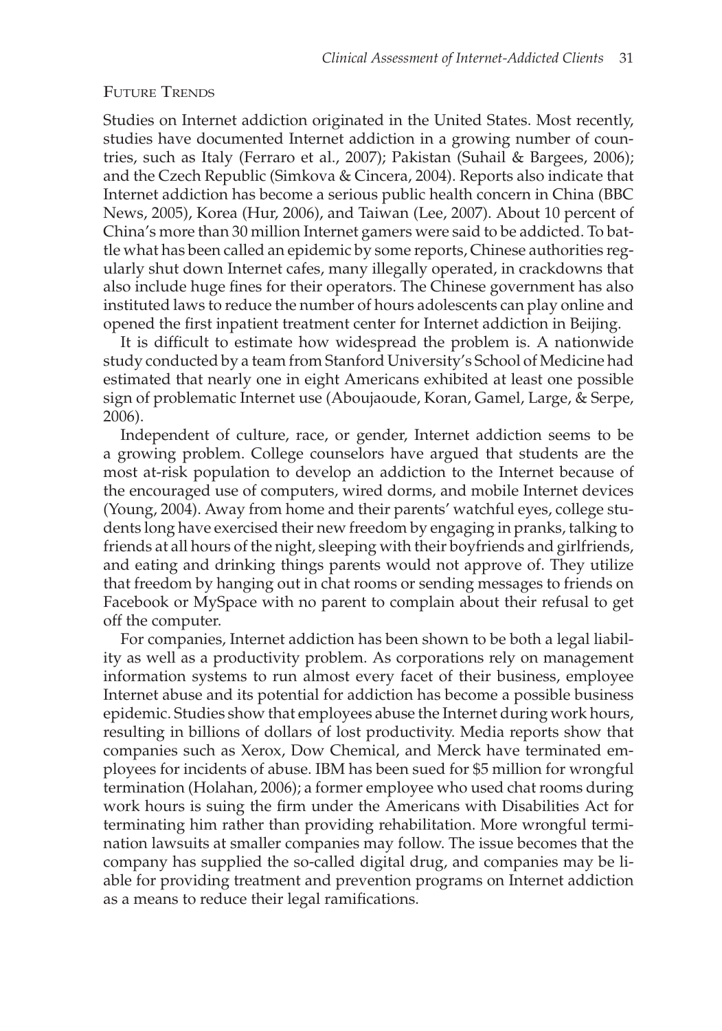### Future Trends

Studies on Internet addiction originated in the United States. Most recently, studies have documented Internet addiction in a growing number of countries, such as Italy (Ferraro et al., 2007); Pakistan (Suhail & Bargees, 2006); and the Czech Republic (Simkova & Cincera, 2004). Reports also indicate that Internet addiction has become a serious public health concern in China (BBC News, 2005), Korea (Hur, 2006), and Taiwan (Lee, 2007). About 10 percent of China's more than 30 million Internet gamers were said to be addicted. To battle what has been called an epidemic by some reports, Chinese authorities regularly shut down Internet cafes, many illegally operated, in crackdowns that also include huge fines for their operators. The Chinese government has also instituted laws to reduce the number of hours adolescents can play online and opened the first inpatient treatment center for Internet addiction in Beijing.

It is difficult to estimate how widespread the problem is. A nationwide study conducted by a team from Stanford University's School of Medicine had estimated that nearly one in eight Americans exhibited at least one possible sign of problematic Internet use (Aboujaoude, Koran, Gamel, Large, & Serpe, 2006).

Independent of culture, race, or gender, Internet addiction seems to be a growing problem. College counselors have argued that students are the most at-risk population to develop an addiction to the Internet because of the encouraged use of computers, wired dorms, and mobile Internet devices (Young, 2004). Away from home and their parents' watchful eyes, college students long have exercised their new freedom by engaging in pranks, talking to friends at all hours of the night, sleeping with their boyfriends and girlfriends, and eating and drinking things parents would not approve of. They utilize that freedom by hanging out in chat rooms or sending messages to friends on Facebook or MySpace with no parent to complain about their refusal to get off the computer.

For companies, Internet addiction has been shown to be both a legal liability as well as a productivity problem. As corporations rely on management information systems to run almost every facet of their business, employee Internet abuse and its potential for addiction has become a possible business epidemic. Studies show that employees abuse the Internet during work hours, resulting in billions of dollars of lost productivity. Media reports show that companies such as Xerox, Dow Chemical, and Merck have terminated employees for incidents of abuse. IBM has been sued for $5 million for wrongful termination (Holahan, 2006); a former employee who used chat rooms during work hours is suing the firm under the Americans with Disabilities Act for terminating him rather than providing rehabilitation. More wrongful termination lawsuits at smaller companies may follow. The issue becomes that the company has supplied the so-called digital drug, and companies may be liable for providing treatment and prevention programs on Internet addiction as a means to reduce their legal ramifications.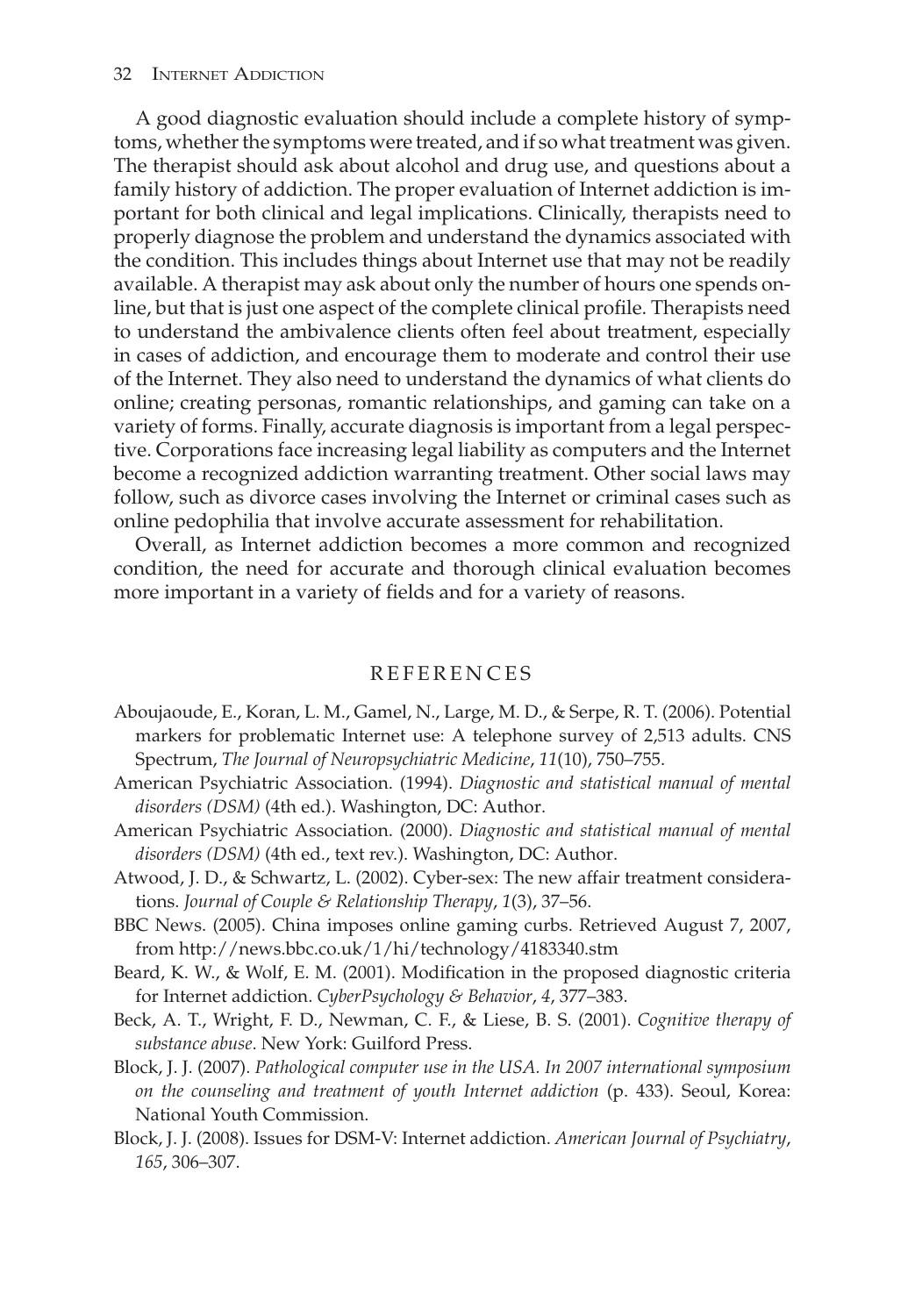A good diagnostic evaluation should include a complete history of symptoms, whether the symptoms were treated, and if so what treatment was given. The therapist should ask about alcohol and drug use, and questions about a family history of addiction. The proper evaluation of Internet addiction is important for both clinical and legal implications. Clinically, therapists need to properly diagnose the problem and understand the dynamics associated with the condition. This includes things about Internet use that may not be readily available. A therapist may ask about only the number of hours one spends online, but that is just one aspect of the complete clinical profile. Therapists need to understand the ambivalence clients often feel about treatment, especially in cases of addiction, and encourage them to moderate and control their use of the Internet. They also need to understand the dynamics of what clients do online; creating personas, romantic relationships, and gaming can take on a variety of forms. Finally, accurate diagnosis is important from a legal perspective. Corporations face increasing legal liability as computers and the Internet become a recognized addiction warranting treatment. Other social laws may follow, such as divorce cases involving the Internet or criminal cases such as online pedophilia that involve accurate assessment for rehabilitation.

Overall, as Internet addiction becomes a more common and recognized condition, the need for accurate and thorough clinical evaluation becomes more important in a variety of fields and for a variety of reasons.

## REFERENCES

Aboujaoude, E., Koran, L. M., Gamel, N., Large, M. D., & Serpe, R. T. (2006). Potential markers for problematic Internet use: A telephone survey of 2,513 adults. CNS Spectrum, *The Journal of Neuropsychiatric Medicine*, *11*(10), 750–755.

American Psychiatric Association. (1994). *Diagnostic and statistical manual of mental disorders (DSM)* (4th ed.). Washington, DC: Author.

American Psychiatric Association. (2000). *Diagnostic and statistical manual of mental disorders (DSM)* (4th ed., text rev.). Washington, DC: Author.

Atwood, J. D., & Schwartz, L. (2002). Cyber-sex: The new affair treatment considerations. *Journal of Couple & Relationship Therapy*, *1*(3), 37–56.

BBC News. (2005). China imposes online gaming curbs. Retrieved August 7, 2007, from http://news.bbc.co.uk/1/hi/technology/4183340.stm

Beard, K. W., & Wolf, E. M. (2001). Modification in the proposed diagnostic criteria for Internet addiction. *CyberPsychology & Behavior*, *4*, 377–383.

Beck, A. T., Wright, F. D., Newman, C. F., & Liese, B. S. (2001). *Cognitive therapy of substance abuse*. New York: Guilford Press.

Block, J. J. (2007). *Pathological computer use in the USA. In 2007 international symposium on the counseling and treatment of youth Internet addiction* (p. 433). Seoul, Korea: National Youth Commission.

Block, J. J. (2008). Issues for DSM-V: Internet addiction. *American Journal of Psychiatry*, *165*, 306–307.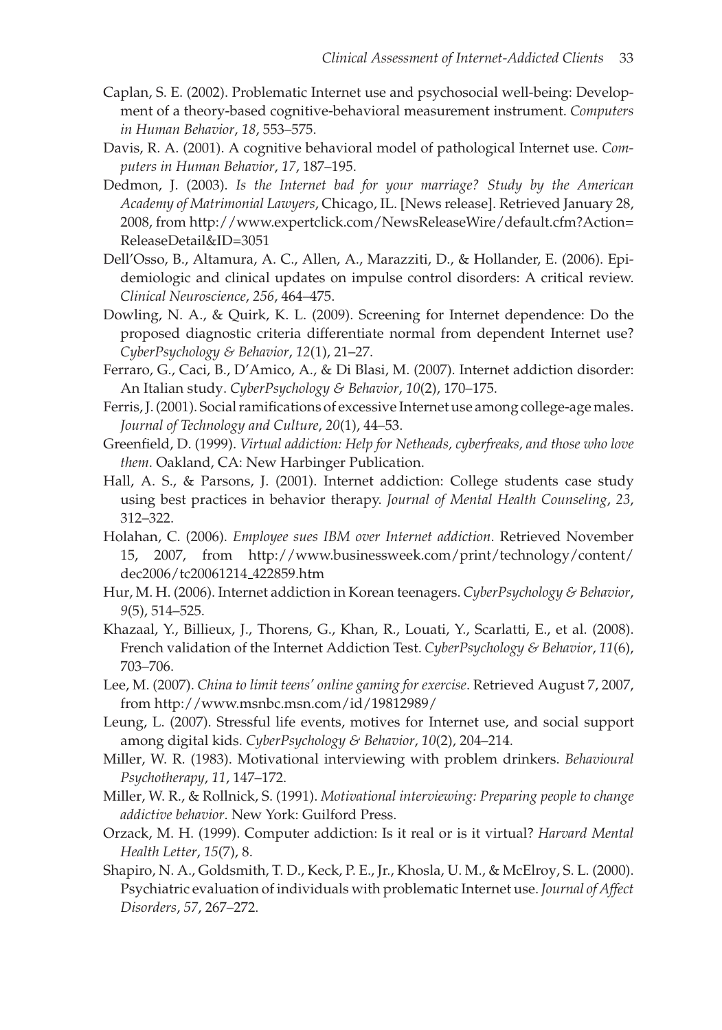Caplan, S. E. (2002). Problematic Internet use and psychosocial well-being: Development of a theory-based cognitive-behavioral measurement instrument. *Computers in Human Behavior*, *18*, 553–575.

Davis, R. A. (2001). A cognitive behavioral model of pathological Internet use. *Computers in Human Behavior*, *17*, 187–195.

Dedmon, J. (2003). *Is the Internet bad for your marriage? Study by the American Academy of Matrimonial Lawyers*, Chicago, IL. [News release]. Retrieved January 28, 2008, from http://www.expertclick.com/NewsReleaseWire/default.cfm?Action=ReleaseDetail&ID=3051

Dell'Osso, B., Altamura, A. C., Allen, A., Marazziti, D., & Hollander, E. (2006). Epidemiologic and clinical updates on impulse control disorders: A critical review. *Clinical Neuroscience*, *256*, 464–475.

Dowling, N. A., & Quirk, K. L. (2009). Screening for Internet dependence: Do the proposed diagnostic criteria differentiate normal from dependent Internet use? *CyberPsychology & Behavior*, *12*(1), 21–27.

Ferraro, G., Caci, B., D'Amico, A., & Di Blasi, M. (2007). Internet addiction disorder: An Italian study. *CyberPsychology & Behavior*, *10*(2), 170–175.

Ferris, J. (2001). Social ramifications of excessive Internet use among college-age males. *Journal of Technology and Culture*, *20*(1), 44–53.

Greenfield, D. (1999). *Virtual addiction: Help for Netheads, cyberfreaks, and those who love them*. Oakland, CA: New Harbinger Publication.

Hall, A. S., & Parsons, J. (2001). Internet addiction: College students case study using best practices in behavior therapy. *Journal of Mental Health Counseling*, *23*, 312–322.

Holahan, C. (2006). *Employee sues IBM over Internet addiction*. Retrieved November 15, 2007, from http://www.businessweek.com/print/technology/content/dec2006/tc20061214_422859.htm

Hur, M. H. (2006). Internet addiction in Korean teenagers. *CyberPsychology & Behavior*, *9*(5), 514–525.

Khazaal, Y., Billieux, J., Thorens, G., Khan, R., Louati, Y., Scarlatti, E., et al. (2008). French validation of the Internet Addiction Test. *CyberPsychology & Behavior*, *11*(6), 703–706.

Lee, M. (2007). *China to limit teens' online gaming for exercise*. Retrieved August 7, 2007, from http://www.msnbc.msn.com/id/19812989/

Leung, L. (2007). Stressful life events, motives for Internet use, and social support among digital kids. *CyberPsychology & Behavior*, *10*(2), 204–214.

Miller, W. R. (1983). Motivational interviewing with problem drinkers. *Behavioural Psychotherapy*, *11*, 147–172.

Miller, W. R., & Rollnick, S. (1991). *Motivational interviewing: Preparing people to change addictive behavior*. New York: Guilford Press.

Orzack, M. H. (1999). Computer addiction: Is it real or is it virtual? *Harvard Mental Health Letter*, *15*(7), 8.

Shapiro, N. A., Goldsmith, T. D., Keck, P. E., Jr., Khosla, U. M., & McElroy, S. L. (2000). Psychiatric evaluation of individuals with problematic Internet use. *Journal of Affect Disorders*, *57*, 267–272.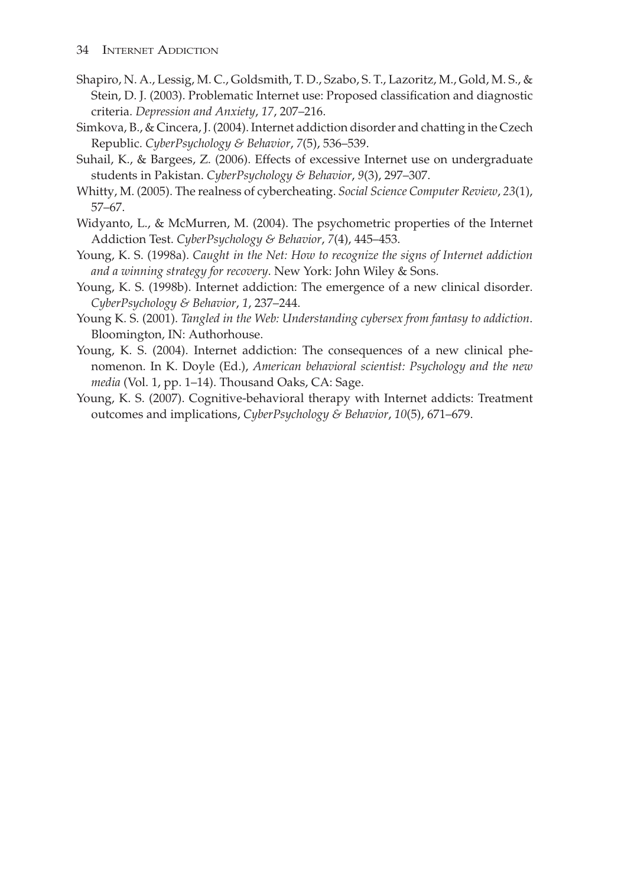Shapiro, N. A., Lessig, M. C., Goldsmith, T. D., Szabo, S. T., Lazoritz, M., Gold, M. S., & Stein, D. J. (2003). Problematic Internet use: Proposed classification and diagnostic criteria. *Depression and Anxiety*, *17*, 207–216.

Simkova, B., & Cincera, J. (2004). Internet addiction disorder and chatting in the Czech Republic. *CyberPsychology & Behavior*, *7*(5), 536–539.

Suhail, K., & Bargees, Z. (2006). Effects of excessive Internet use on undergraduate students in Pakistan. *CyberPsychology & Behavior*, *9*(3), 297–307.

Whitty, M. (2005). The realness of cybercheating. *Social Science Computer Review*, *23*(1), 57–67.

Widyanto, L., & McMurren, M. (2004). The psychometric properties of the Internet Addiction Test. *CyberPsychology & Behavior*, *7*(4), 445–453.

Young, K. S. (1998a). *Caught in the Net: How to recognize the signs of Internet addiction and a winning strategy for recovery*. New York: John Wiley & Sons.

Young, K. S. (1998b). Internet addiction: The emergence of a new clinical disorder. *CyberPsychology & Behavior*, *1*, 237–244.

Young K. S. (2001). *Tangled in the Web: Understanding cybersex from fantasy to addiction*. Bloomington, IN: Authorhouse.

Young, K. S. (2004). Internet addiction: The consequences of a new clinical phenomenon. In K. Doyle (Ed.), *American behavioral scientist: Psychology and the new media* (Vol. 1, pp. 1–14). Thousand Oaks, CA: Sage.

Young, K. S. (2007). Cognitive-behavioral therapy with Internet addicts: Treatment outcomes and implications, *CyberPsychology & Behavior*, *10*(5), 671–679.